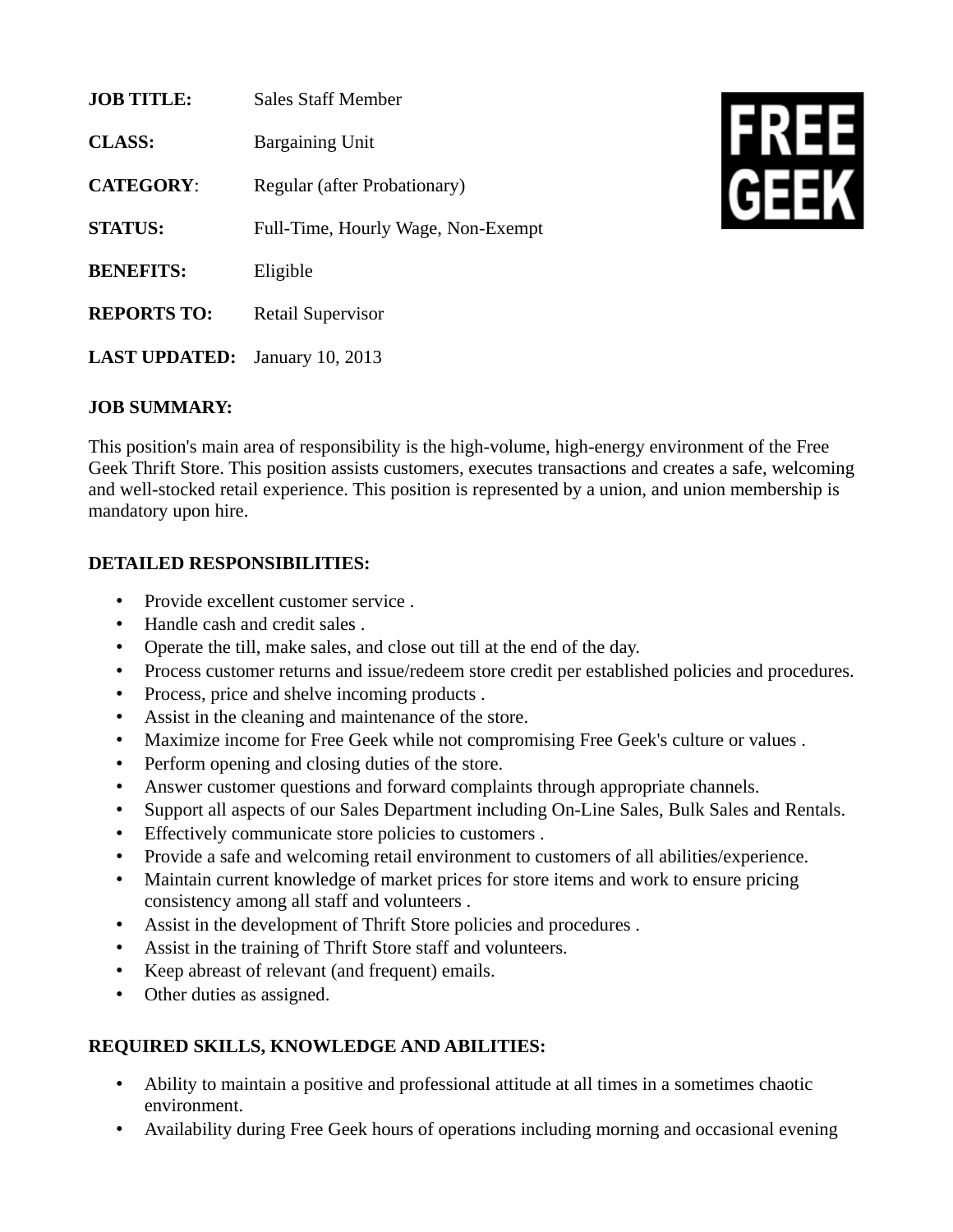**JOB TITLE:** Sales Staff Member

**CLASS:** Bargaining Unit

**CATEGORY**: Regular (after Probationary)

**STATUS:** Full-Time, Hourly Wage, Non-Exempt

**BENEFITS:** Eligible

**REPORTS TO:** Retail Supervisor

**LAST UPDATED:** January 10, 2013

FREE GEEK

**JOB SUMMARY:**

This position's main area of responsibility is the high-volume, high-energy environment of the Free Geek Thrift Store. This position assists customers, executes transactions and creates a safe, welcoming and well-stocked retail experience. This position is represented by a union, and union membership is mandatory upon hire.

**DETAILED RESPONSIBILITIES:**

- Provide excellent customer service .
- Handle cash and credit sales .
- Operate the till, make sales, and close out till at the end of the day.
- Process customer returns and issue/redeem store credit per established policies and procedures.
- Process, price and shelve incoming products .
- Assist in the cleaning and maintenance of the store.
- Maximize income for Free Geek while not compromising Free Geek's culture or values .
- Perform opening and closing duties of the store.
- Answer customer questions and forward complaints through appropriate channels.
- Support all aspects of our Sales Department including On-Line Sales, Bulk Sales and Rentals.
- Effectively communicate store policies to customers .
- Provide a safe and welcoming retail environment to customers of all abilities/experience.
- Maintain current knowledge of market prices for store items and work to ensure pricing consistency among all staff and volunteers .
- Assist in the development of Thrift Store policies and procedures .
- Assist in the training of Thrift Store staff and volunteers.
- Keep abreast of relevant (and frequent) emails.
- Other duties as assigned.

**REQUIRED SKILLS, KNOWLEDGE AND ABILITIES:**

- Ability to maintain a positive and professional attitude at all times in a sometimes chaotic environment.
- Availability during Free Geek hours of operations including morning and occasional evening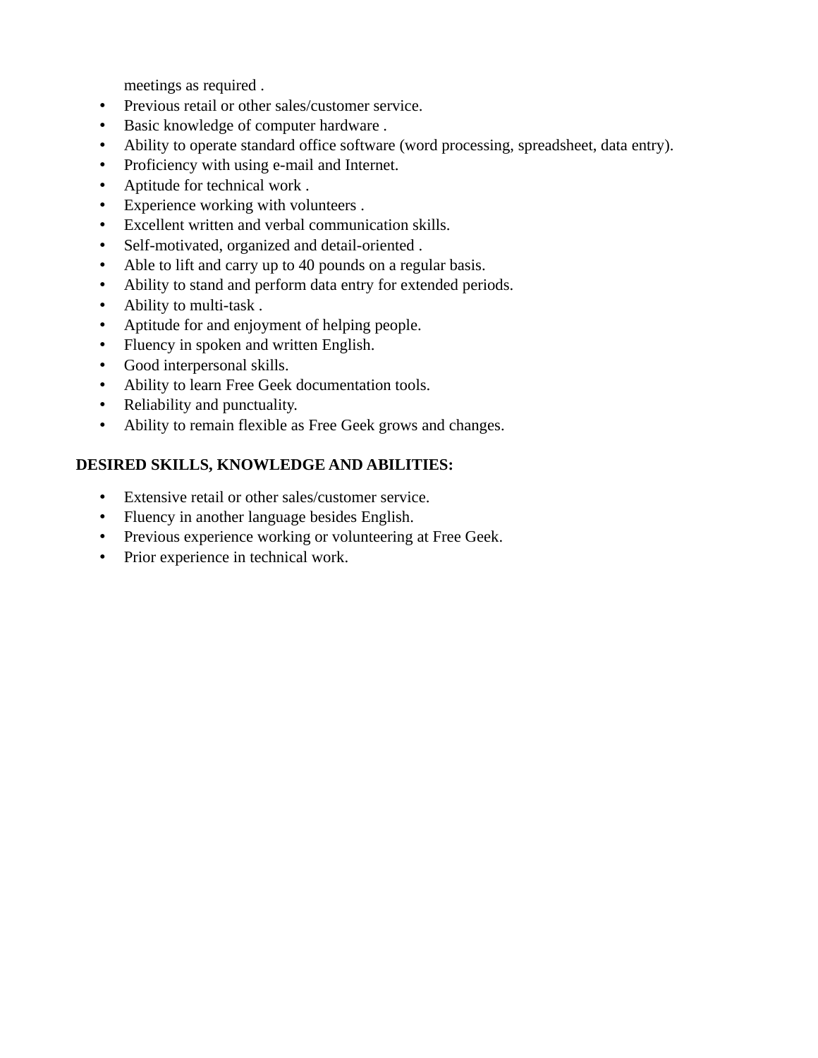meetings as required .

- Previous retail or other sales/customer service.
- Basic knowledge of computer hardware .
- Ability to operate standard office software (word processing, spreadsheet, data entry).
- Proficiency with using e-mail and Internet.
- Aptitude for technical work .
- Experience working with volunteers .
- Excellent written and verbal communication skills.
- Self-motivated, organized and detail-oriented .
- Able to lift and carry up to 40 pounds on a regular basis.
- Ability to stand and perform data entry for extended periods.
- Ability to multi-task .
- Aptitude for and enjoyment of helping people.
- Fluency in spoken and written English.
- Good interpersonal skills.
- Ability to learn Free Geek documentation tools.
- Reliability and punctuality.
- Ability to remain flexible as Free Geek grows and changes.

**DESIRED SKILLS, KNOWLEDGE AND ABILITIES:**

- Extensive retail or other sales/customer service.
- Fluency in another language besides English.
- Previous experience working or volunteering at Free Geek.
- Prior experience in technical work.